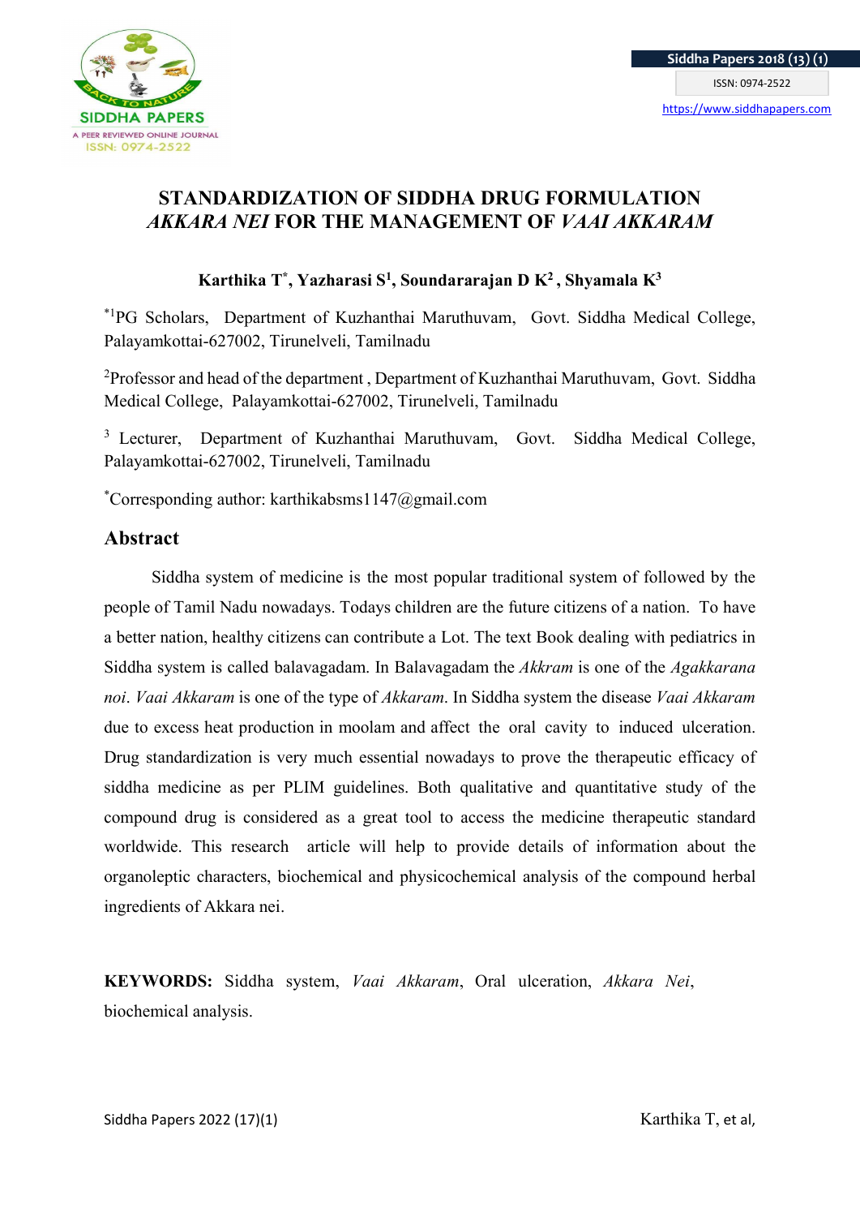# STANDARDIZATION OF SIDDHA DRUG FORMULATION *AKKARA NEI* FOR THE MANAGEMENT OF *VAAI AKKARAM*

**Karthika T[*], Yazharasi S[1], Soundararajan D K[2], Shyamala K[3]**

[*1]PG Scholars, Department of Kuzhanthai Maruthuvam, Govt. Siddha Medical College, Palayamkottai-627002, Tirunelveli, Tamilnadu

[2]Professor and head of the department, Department of Kuzhanthai Maruthuvam, Govt. Siddha Medical College, Palayamkottai-627002, Tirunelveli, Tamilnadu

[3] Lecturer, Department of Kuzhanthai Maruthuvam, Govt. Siddha Medical College, Palayamkottai-627002, Tirunelveli, Tamilnadu

[*]Corresponding author: karthikabsms1147@gmail.com

## Abstract

Siddha system of medicine is the most popular traditional system of followed by the people of Tamil Nadu nowadays. Todays children are the future citizens of a nation. To have a better nation, healthy citizens can contribute a Lot. The text Book dealing with pediatrics in Siddha system is called balavagadam. In Balavagadam the *Akkram* is one of the *Agakkarana noi*. *Vaai Akkaram* is one of the type of *Akkaram*. In Siddha system the disease *Vaai Akkaram* due to excess heat production in moolam and affect the oral cavity to induced ulceration. Drug standardization is very much essential nowadays to prove the therapeutic efficacy of siddha medicine as per PLIM guidelines. Both qualitative and quantitative study of the compound drug is considered as a great tool to access the medicine therapeutic standard worldwide. This research article will help to provide details of information about the organoleptic characters, biochemical and physicochemical analysis of the compound herbal ingredients of Akkara nei.

**KEYWORDS:** Siddha system, *Vaai Akkaram*, Oral ulceration, *Akkara Nei*, biochemical analysis.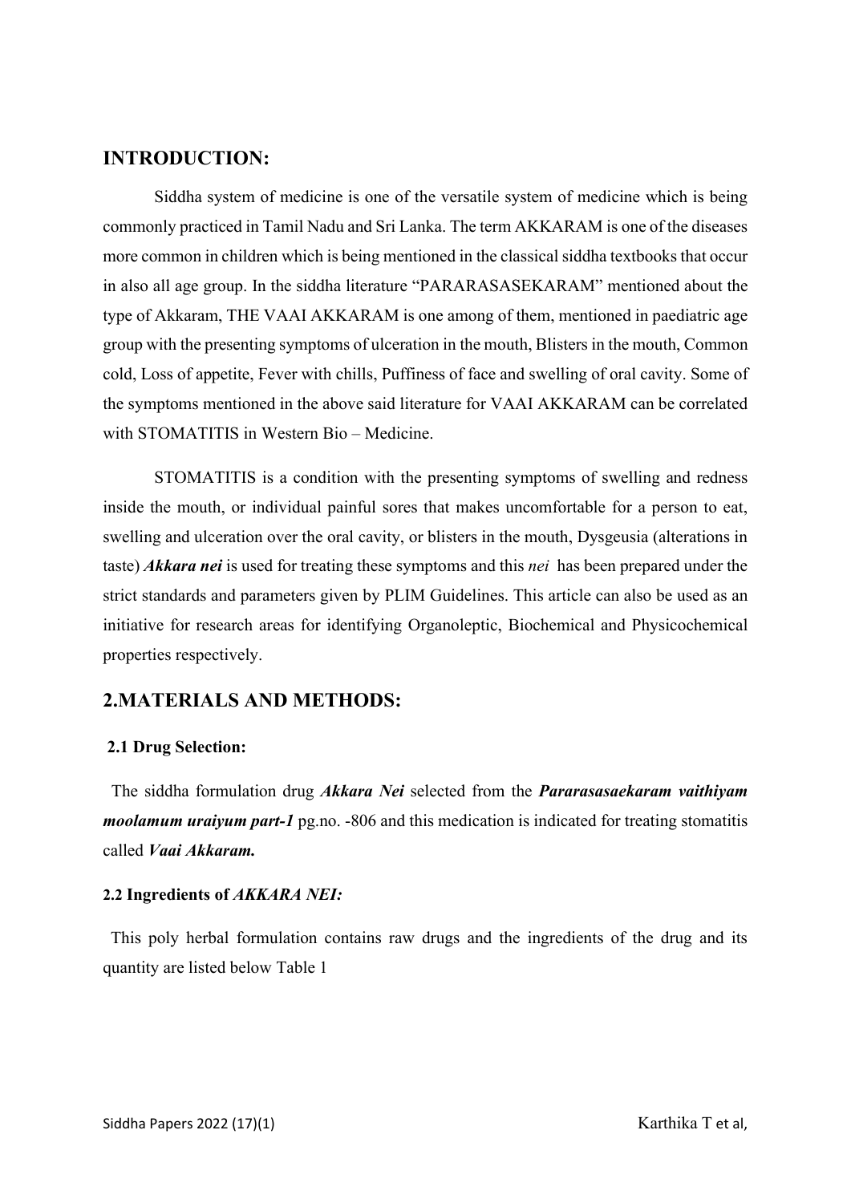## INTRODUCTION:

Siddha system of medicine is one of the versatile system of medicine which is being commonly practiced in Tamil Nadu and Sri Lanka. The term AKKARAM is one of the diseases more common in children which is being mentioned in the classical siddha textbooks that occur in also all age group. In the siddha literature "PARARASASEKARAM" mentioned about the type of Akkaram, THE VAAI AKKARAM is one among of them, mentioned in paediatric age group with the presenting symptoms of ulceration in the mouth, Blisters in the mouth, Common cold, Loss of appetite, Fever with chills, Puffiness of face and swelling of oral cavity. Some of the symptoms mentioned in the above said literature for VAAI AKKARAM can be correlated with STOMATITIS in Western Bio – Medicine.

STOMATITIS is a condition with the presenting symptoms of swelling and redness inside the mouth, or individual painful sores that makes uncomfortable for a person to eat, swelling and ulceration over the oral cavity, or blisters in the mouth, Dysgeusia (alterations in taste) ***Akkara nei*** is used for treating these symptoms and this *nei* has been prepared under the strict standards and parameters given by PLIM Guidelines. This article can also be used as an initiative for research areas for identifying Organoleptic, Biochemical and Physicochemical properties respectively.

## 2.MATERIALS AND METHODS:

### 2.1 Drug Selection:

The siddha formulation drug ***Akkara Nei*** selected from the ***Pararasasaekaram vaithiyam moolamum uraiyum part-1*** pg.no. -806 and this medication is indicated for treating stomatitis called ***Vaai Akkaram.***

### 2.2 Ingredients of *AKKARA NEI:*

This poly herbal formulation contains raw drugs and the ingredients of the drug and its quantity are listed below Table 1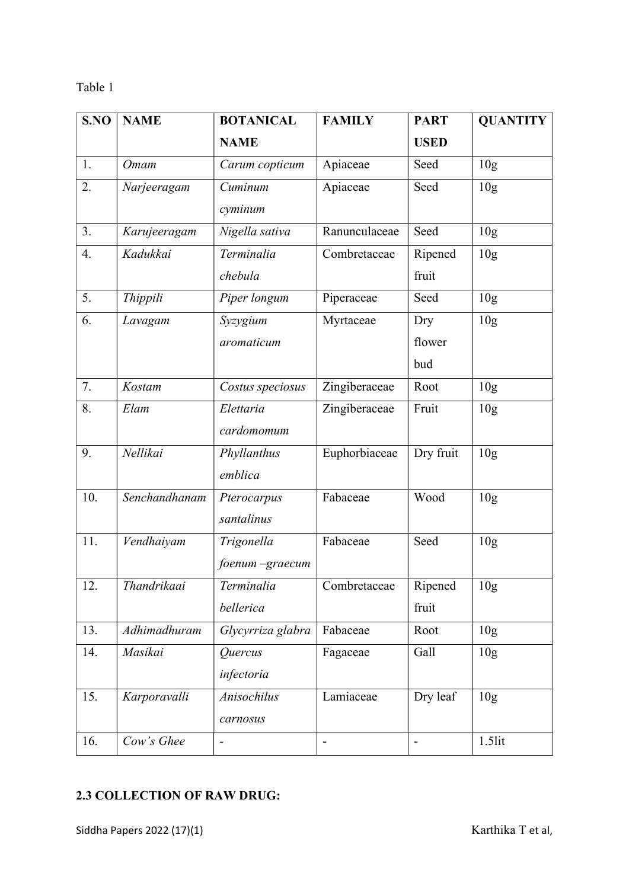Table 1

| S.NO | NAME | BOTANICAL NAME | FAMILY | PART USED | QUANTITY |
|---|---|---|---|---|---|
| 1. | *Omam* | *Carum copticum* | Apiaceae | Seed | 10g |
| 2. | *Narjeeragam* | *Cuminum cyminum* | Apiaceae | Seed | 10g |
| 3. | *Karujeeragam* | *Nigella sativa* | Ranunculaceae | Seed | 10g |
| 4. | *Kadukkai* | *Terminalia chebula* | Combretaceae | Ripened fruit | 10g |
| 5. | *Thippili* | *Piper longum* | Piperaceae | Seed | 10g |
| 6. | *Lavagam* | *Syzygium aromaticum* | Myrtaceae | Dry flower bud | 10g |
| 7. | *Kostam* | *Costus speciosus* | Zingiberaceae | Root | 10g |
| 8. | *Elam* | *Elettaria cardomomum* | Zingiberaceae | Fruit | 10g |
| 9. | *Nellikai* | *Phyllanthus emblica* | Euphorbiaceae | Dry fruit | 10g |
| 10. | *Senchandhanam* | *Pterocarpus santalinus* | Fabaceae | Wood | 10g |
| 11. | *Vendhaiyam* | *Trigonella foenum –graecum* | Fabaceae | Seed | 10g |
| 12. | *Thandrikaai* | *Terminalia bellerica* | Combretaceae | Ripened fruit | 10g |
| 13. | *Adhimadhuram* | *Glycyrriza glabra* | Fabaceae | Root | 10g |
| 14. | *Masikai* | *Quercus infectoria* | Fagaceae | Gall | 10g |
| 15. | *Karporavalli* | *Anisochilus carnosus* | Lamiaceae | Dry leaf | 10g |
| 16. | *Cow's Ghee* | - | - | - | 1.5lit |

**2.3 COLLECTION OF RAW DRUG:**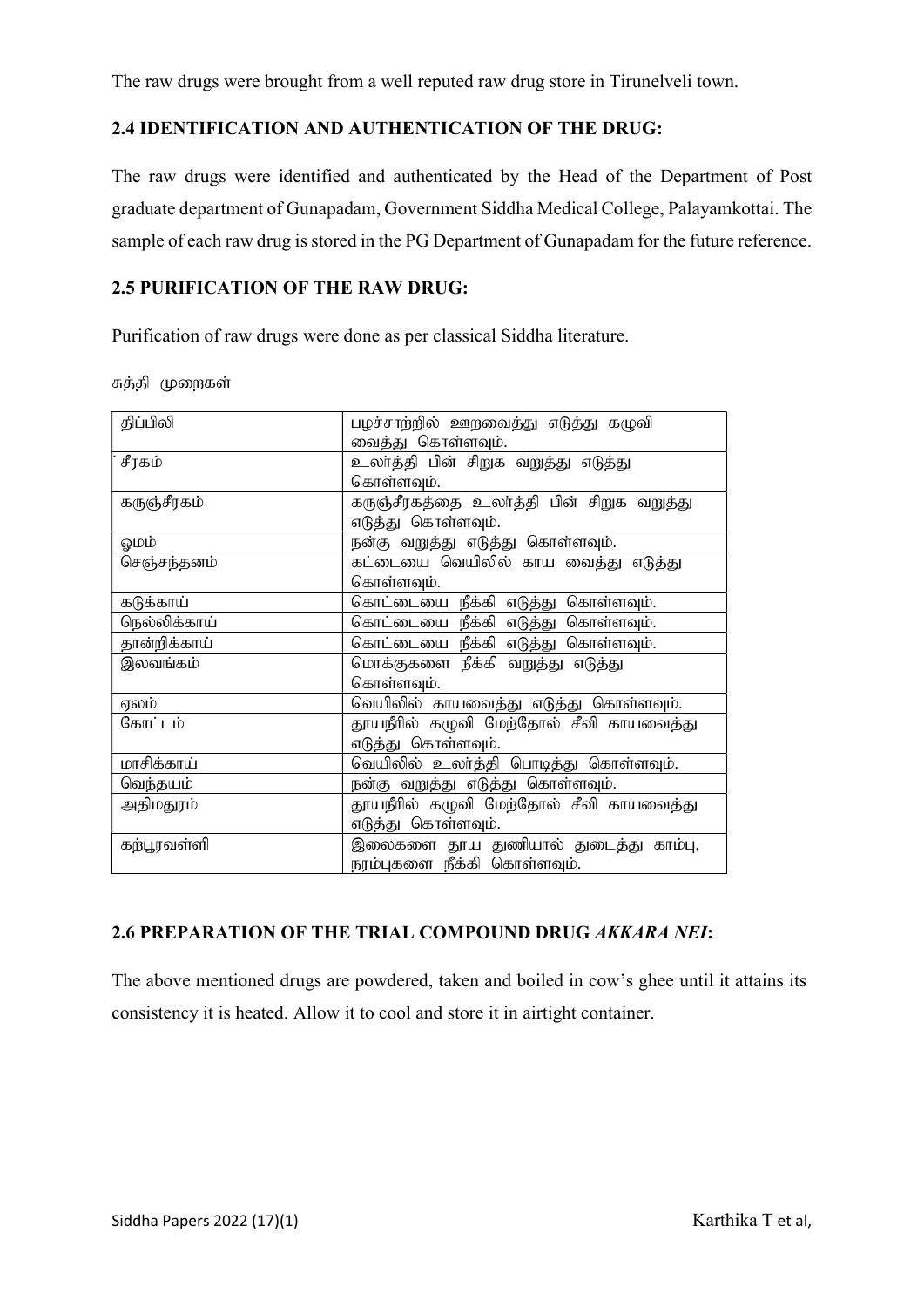The raw drugs were brought from a well reputed raw drug store in Tirunelveli town.

### 2.4 IDENTIFICATION AND AUTHENTICATION OF THE DRUG:

The raw drugs were identified and authenticated by the Head of the Department of Post graduate department of Gunapadam, Government Siddha Medical College, Palayamkottai. The sample of each raw drug is stored in the PG Department of Gunapadam for the future reference.

### 2.5 PURIFICATION OF THE RAW DRUG:

Purification of raw drugs were done as per classical Siddha literature.

சுத்தி முறைகள்

| திப்பிலி | பழச்சாற்றில் ஊறவைத்து எடுத்து கழுவி வைத்து கொள்ளவும். |
|---|---|
| சீரகம் | உலர்த்தி பின் சிறுக வறுத்து எடுத்து கொள்ளவும். |
| கருஞ்சீரகம் | கருஞ்சீரகத்தை உலர்த்தி பின் சிறுக வறுத்து எடுத்து கொள்ளவும். |
| ஓமம் | நன்கு வறுத்து எடுத்து கொள்ளவும். |
| செஞ்சந்தனம் | கட்டையை வெயிலில் காய வைத்து எடுத்து கொள்ளவும். |
| கடுக்காய் | கொட்டையை நீக்கி எடுத்து கொள்ளவும். |
| நெல்லிக்காய் | கொட்டையை நீக்கி எடுத்து கொள்ளவும். |
| தான்றிக்காய் | கொட்டையை நீக்கி எடுத்து கொள்ளவும். |
| இலவங்கம் | மொக்குகளை நீக்கி வறுத்து எடுத்து கொள்ளவும். |
| ஏலம் | வெயிலில் காயவைத்து எடுத்து கொள்ளவும். |
| கோட்டம் | தூயநீரில் கழுவி மேற்தோல் சீவி காயவைத்து எடுத்து கொள்ளவும். |
| மாசிக்காய் | வெயிலில் உலர்த்தி பொடித்து கொள்ளவும். |
| வெந்தயம் | நன்கு வறுத்து எடுத்து கொள்ளவும். |
| அதிமதுரம் | தூயநீரில் கழுவி மேற்தோல் சீவி காயவைத்து எடுத்து கொள்ளவும். |
| கற்பூரவள்ளி | இலைகளை தூய துணியால் துடைத்து காம்பு, நரம்புகளை நீக்கி கொள்ளவும். |

### 2.6 PREPARATION OF THE TRIAL COMPOUND DRUG *AKKARA NEI*:

The above mentioned drugs are powdered, taken and boiled in cow's ghee until it attains its consistency it is heated. Allow it to cool and store it in airtight container.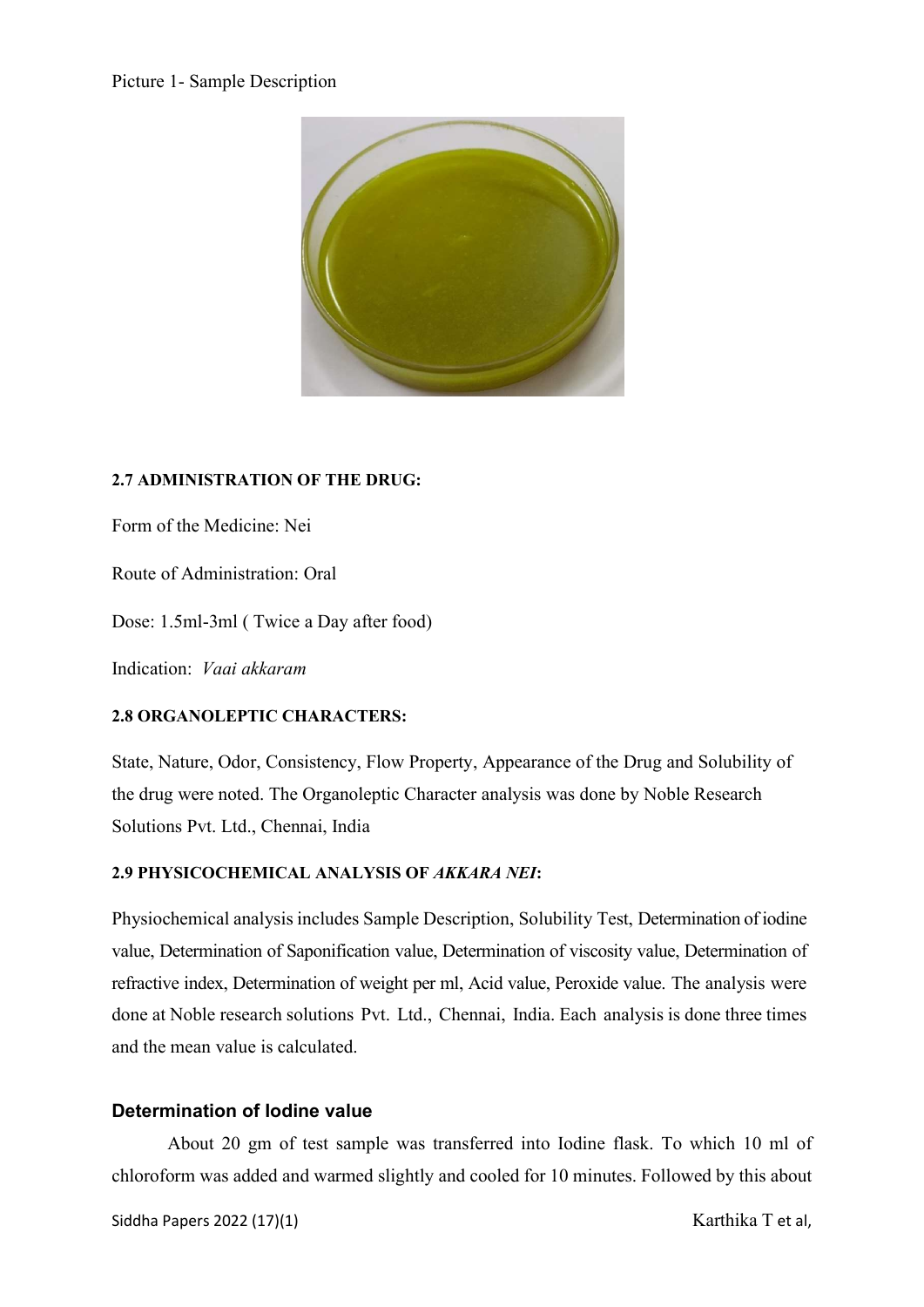Picture 1- Sample Description

### 2.7 ADMINISTRATION OF THE DRUG:

Form of the Medicine: Nei

Route of Administration: Oral

Dose: 1.5ml-3ml ( Twice a Day after food)

Indication: *Vaai akkaram*

### 2.8 ORGANOLEPTIC CHARACTERS:

State, Nature, Odor, Consistency, Flow Property, Appearance of the Drug and Solubility of the drug were noted. The Organoleptic Character analysis was done by Noble Research Solutions Pvt. Ltd., Chennai, India

### 2.9 PHYSICOCHEMICAL ANALYSIS OF *AKKARA NEI*:

Physiochemical analysis includes Sample Description, Solubility Test, Determination of iodine value, Determination of Saponification value, Determination of viscosity value, Determination of refractive index, Determination of weight per ml, Acid value, Peroxide value. The analysis were done at Noble research solutions Pvt. Ltd., Chennai, India. Each analysis is done three times and the mean value is calculated.

#### Determination of Iodine value

About 20 gm of test sample was transferred into Iodine flask. To which 10 ml of chloroform was added and warmed slightly and cooled for 10 minutes. Followed by this about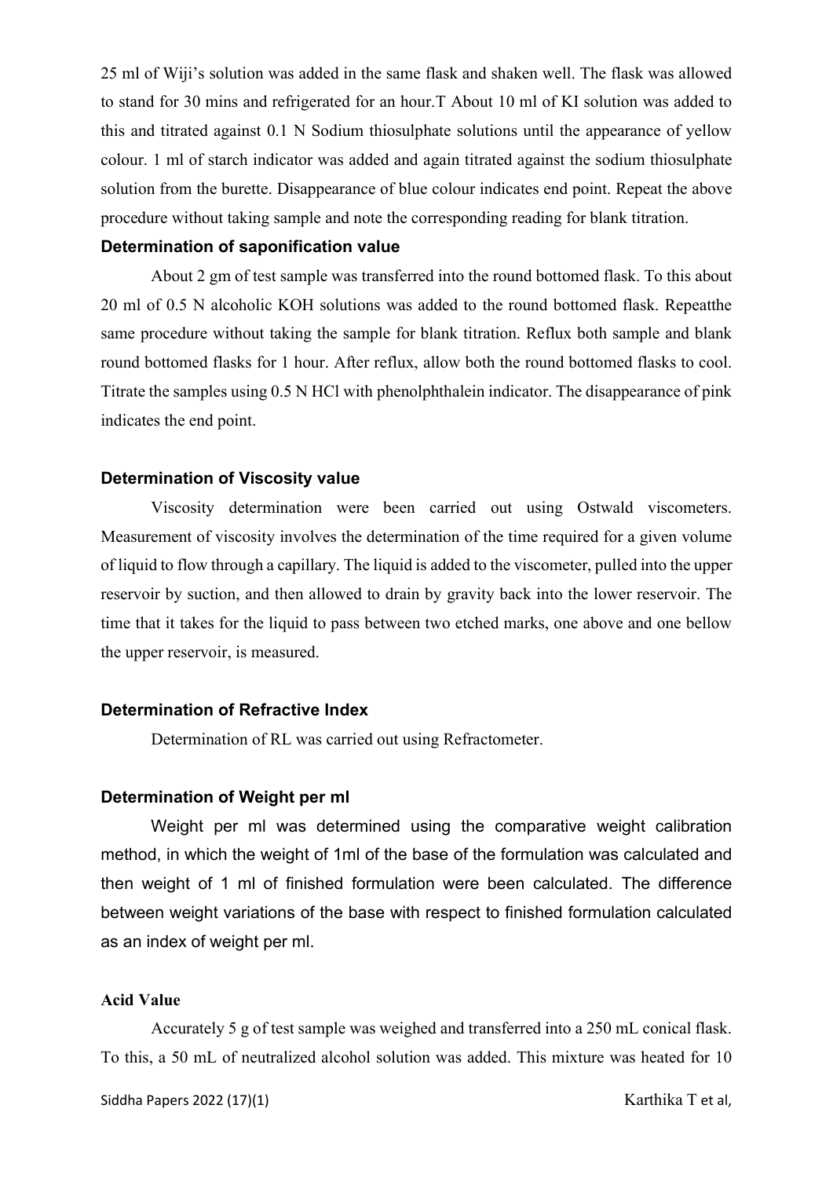25 ml of Wiji's solution was added in the same flask and shaken well. The flask was allowed to stand for 30 mins and refrigerated for an hour.T About 10 ml of KI solution was added to this and titrated against 0.1 N Sodium thiosulphate solutions until the appearance of yellow colour. 1 ml of starch indicator was added and again titrated against the sodium thiosulphate solution from the burette. Disappearance of blue colour indicates end point. Repeat the above procedure without taking sample and note the corresponding reading for blank titration.

### Determination of saponification value

About 2 gm of test sample was transferred into the round bottomed flask. To this about 20 ml of 0.5 N alcoholic KOH solutions was added to the round bottomed flask. Repeatthe same procedure without taking the sample for blank titration. Reflux both sample and blank round bottomed flasks for 1 hour. After reflux, allow both the round bottomed flasks to cool. Titrate the samples using 0.5 N HCl with phenolphthalein indicator. The disappearance of pink indicates the end point.

### Determination of Viscosity value

Viscosity determination were been carried out using Ostwald viscometers. Measurement of viscosity involves the determination of the time required for a given volume of liquid to flow through a capillary. The liquid is added to the viscometer, pulled into the upper reservoir by suction, and then allowed to drain by gravity back into the lower reservoir. The time that it takes for the liquid to pass between two etched marks, one above and one bellow the upper reservoir, is measured.

### Determination of Refractive Index

Determination of RL was carried out using Refractometer.

### Determination of Weight per ml

Weight per ml was determined using the comparative weight calibration method, in which the weight of 1ml of the base of the formulation was calculated and then weight of 1 ml of finished formulation were been calculated. The difference between weight variations of the base with respect to finished formulation calculated as an index of weight per ml.

### Acid Value

Accurately 5 g of test sample was weighed and transferred into a 250 mL conical flask. To this, a 50 mL of neutralized alcohol solution was added. This mixture was heated for 10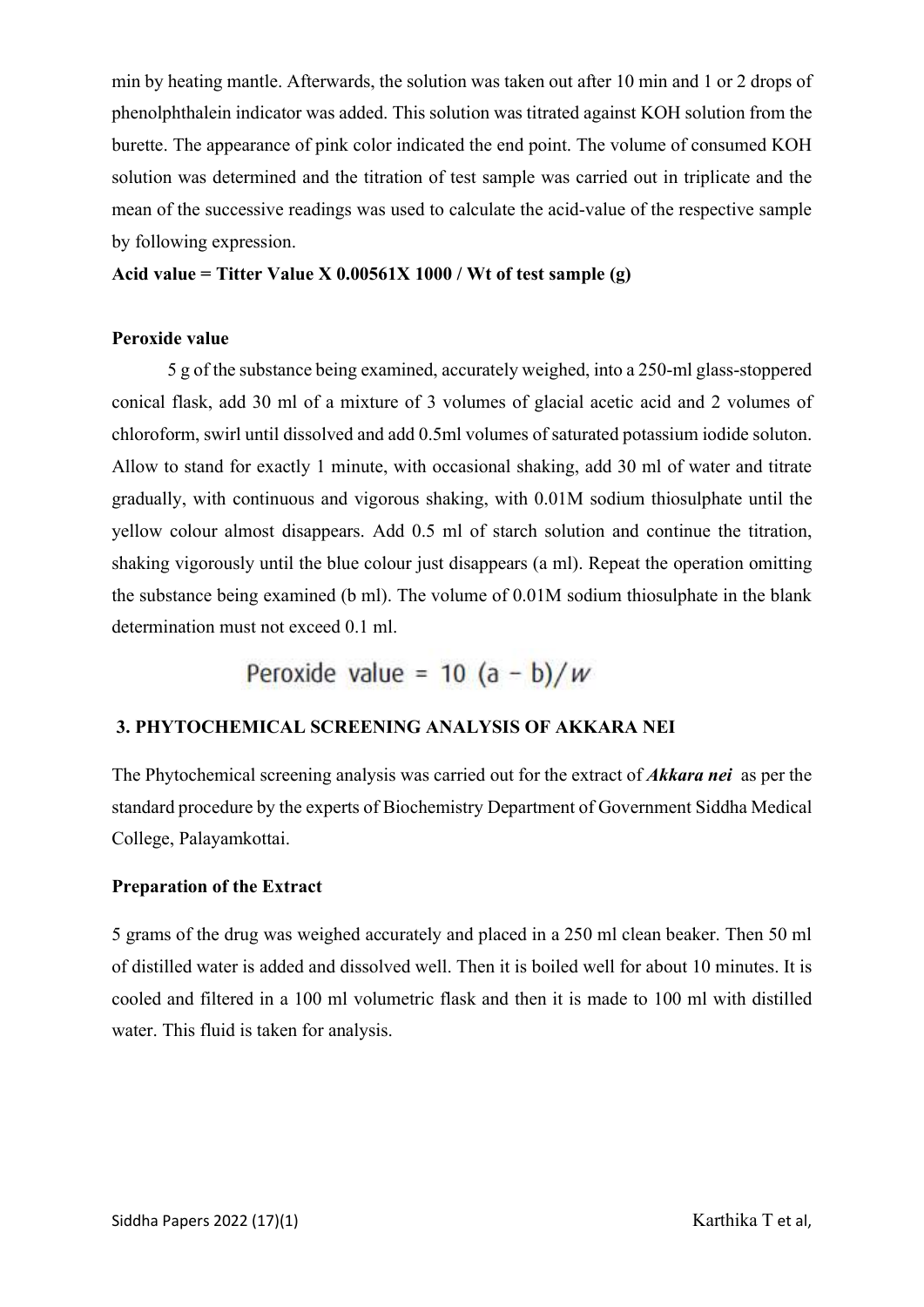min by heating mantle. Afterwards, the solution was taken out after 10 min and 1 or 2 drops of phenolphthalein indicator was added. This solution was titrated against KOH solution from the burette. The appearance of pink color indicated the end point. The volume of consumed KOH solution was determined and the titration of test sample was carried out in triplicate and the mean of the successive readings was used to calculate the acid-value of the respective sample by following expression.

**Acid value = Titter Value X 0.00561X 1000 / Wt of test sample (g)**

**Peroxide value**

5 g of the substance being examined, accurately weighed, into a 250-ml glass-stoppered conical flask, add 30 ml of a mixture of 3 volumes of glacial acetic acid and 2 volumes of chloroform, swirl until dissolved and add 0.5ml volumes of saturated potassium iodide soluton. Allow to stand for exactly 1 minute, with occasional shaking, add 30 ml of water and titrate gradually, with continuous and vigorous shaking, with 0.01M sodium thiosulphate until the yellow colour almost disappears. Add 0.5 ml of starch solution and continue the titration, shaking vigorously until the blue colour just disappears (a ml). Repeat the operation omitting the substance being examined (b ml). The volume of 0.01M sodium thiosulphate in the blank determination must not exceed 0.1 ml.

$$\text{Peroxide value} = 10\ (a - b)/w$$

## 3. PHYTOCHEMICAL SCREENING ANALYSIS OF AKKARA NEI

The Phytochemical screening analysis was carried out for the extract of ***Akkara nei*** as per the standard procedure by the experts of Biochemistry Department of Government Siddha Medical College, Palayamkottai.

**Preparation of the Extract**

5 grams of the drug was weighed accurately and placed in a 250 ml clean beaker. Then 50 ml of distilled water is added and dissolved well. Then it is boiled well for about 10 minutes. It is cooled and filtered in a 100 ml volumetric flask and then it is made to 100 ml with distilled water. This fluid is taken for analysis.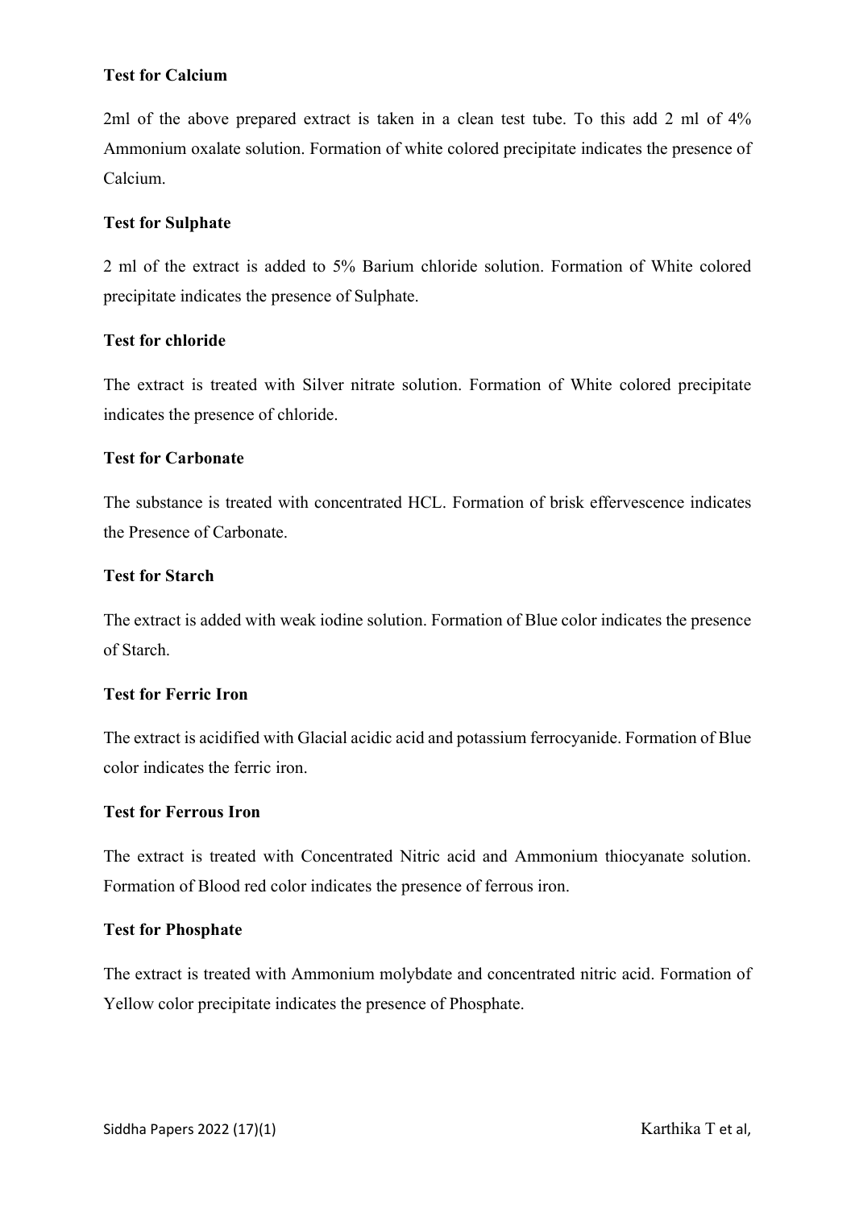**Test for Calcium**

2ml of the above prepared extract is taken in a clean test tube. To this add 2 ml of 4% Ammonium oxalate solution. Formation of white colored precipitate indicates the presence of Calcium.

**Test for Sulphate**

2 ml of the extract is added to 5% Barium chloride solution. Formation of White colored precipitate indicates the presence of Sulphate.

**Test for chloride**

The extract is treated with Silver nitrate solution. Formation of White colored precipitate indicates the presence of chloride.

**Test for Carbonate**

The substance is treated with concentrated HCL. Formation of brisk effervescence indicates the Presence of Carbonate.

**Test for Starch**

The extract is added with weak iodine solution. Formation of Blue color indicates the presence of Starch.

**Test for Ferric Iron**

The extract is acidified with Glacial acidic acid and potassium ferrocyanide. Formation of Blue color indicates the ferric iron.

**Test for Ferrous Iron**

The extract is treated with Concentrated Nitric acid and Ammonium thiocyanate solution. Formation of Blood red color indicates the presence of ferrous iron.

**Test for Phosphate**

The extract is treated with Ammonium molybdate and concentrated nitric acid. Formation of Yellow color precipitate indicates the presence of Phosphate.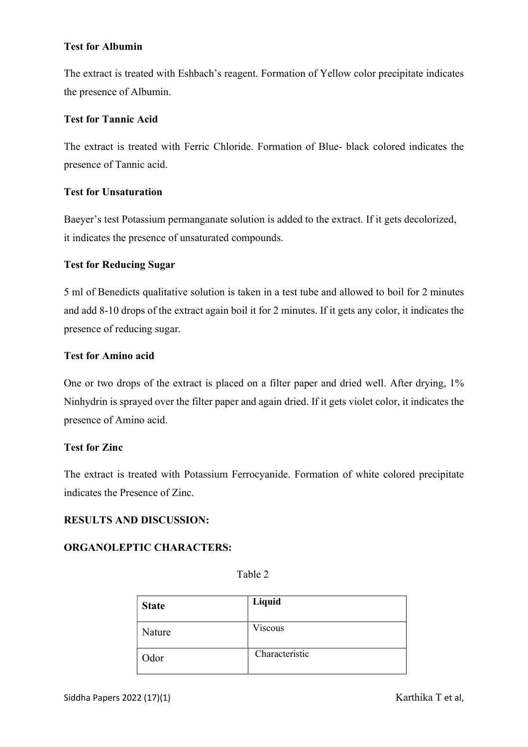**Test for Albumin**

The extract is treated with Eshbach's reagent. Formation of Yellow color precipitate indicates the presence of Albumin.

**Test for Tannic Acid**

The extract is treated with Ferric Chloride. Formation of Blue- black colored indicates the presence of Tannic acid.

**Test for Unsaturation**

Baeyer's test Potassium permanganate solution is added to the extract. If it gets decolorized, it indicates the presence of unsaturated compounds.

**Test for Reducing Sugar**

5 ml of Benedicts qualitative solution is taken in a test tube and allowed to boil for 2 minutes and add 8-10 drops of the extract again boil it for 2 minutes. If it gets any color, it indicates the presence of reducing sugar.

**Test for Amino acid**

One or two drops of the extract is placed on a filter paper and dried well. After drying, 1% Ninhydrin is sprayed over the filter paper and again dried. If it gets violet color, it indicates the presence of Amino acid.

**Test for Zinc**

The extract is treated with Potassium Ferrocyanide. Formation of white colored precipitate indicates the Presence of Zinc.

**RESULTS AND DISCUSSION:**

**ORGANOLEPTIC CHARACTERS:**

Table 2

| **State** | **Liquid** |
|---|---|
| Nature | Viscous |
| Odor | Characteristic |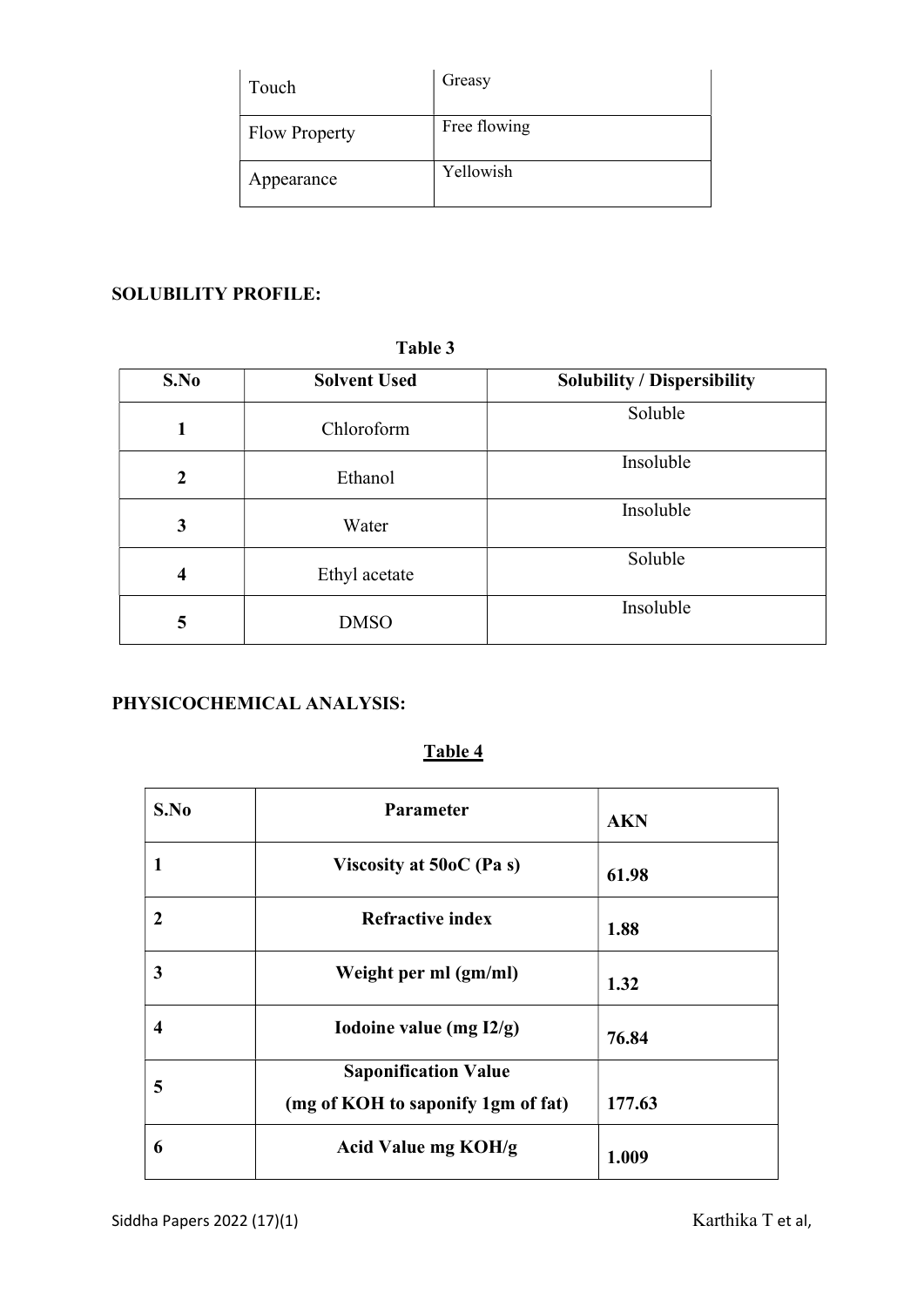| Touch | Greasy |
|---|---|
| Flow Property | Free flowing |
| Appearance | Yellowish |

**SOLUBILITY PROFILE:**

**Table 3**

| S.No | Solvent Used | Solubility / Dispersibility |
|---|---|---|
| 1 | Chloroform | Soluble |
| 2 | Ethanol | Insoluble |
| 3 | Water | Insoluble |
| 4 | Ethyl acetate | Soluble |
| 5 | DMSO | Insoluble |

**PHYSICOCHEMICAL ANALYSIS:**

**Table 4**

| S.No | Parameter | AKN |
|---|---|---|
| 1 | Viscosity at 50oC (Pa s) | 61.98 |
| 2 | Refractive index | 1.88 |
| 3 | Weight per ml (gm/ml) | 1.32 |
| 4 | Iodoine value (mg I2/g) | 76.84 |
| 5 | Saponification Value (mg of KOH to saponify 1gm of fat) | 177.63 |
| 6 | Acid Value mg KOH/g | 1.009 |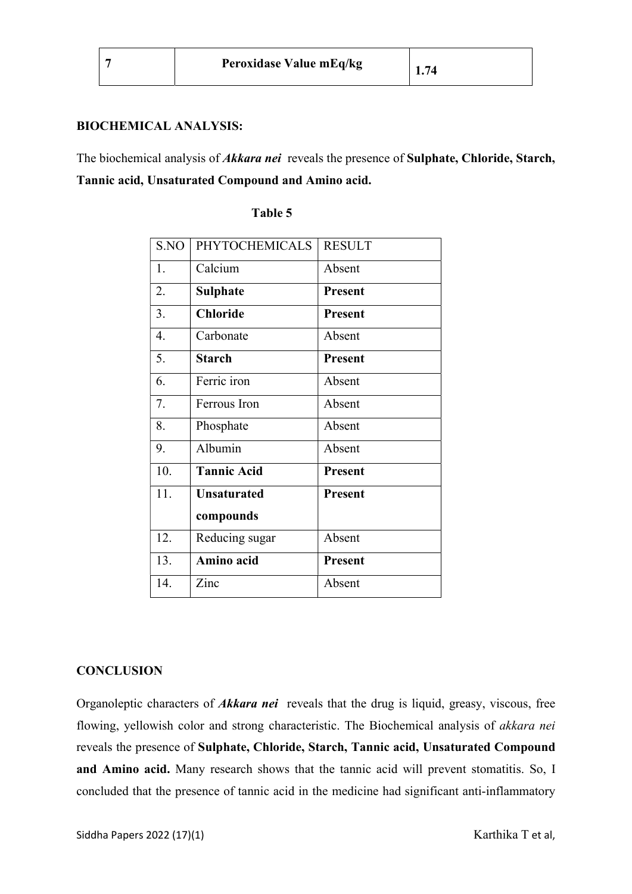| 7 | Peroxidase Value mEq/kg | 1.74 |
|---|---|---|

**BIOCHEMICAL ANALYSIS:**

The biochemical analysis of ***Akkara nei*** reveals the presence of **Sulphate, Chloride, Starch, Tannic acid, Unsaturated Compound and Amino acid.**

**Table 5**

| S.NO | PHYTOCHEMICALS | RESULT |
|---|---|---|
| 1. | Calcium | Absent |
| 2. | **Sulphate** | **Present** |
| 3. | **Chloride** | **Present** |
| 4. | Carbonate | Absent |
| 5. | **Starch** | **Present** |
| 6. | Ferric iron | Absent |
| 7. | Ferrous Iron | Absent |
| 8. | Phosphate | Absent |
| 9. | Albumin | Absent |
| 10. | **Tannic Acid** | **Present** |
| 11. | **Unsaturated compounds** | **Present** |
| 12. | Reducing sugar | Absent |
| 13. | **Amino acid** | **Present** |
| 14. | Zinc | Absent |

**CONCLUSION**

Organoleptic characters of ***Akkara nei*** reveals that the drug is liquid, greasy, viscous, free flowing, yellowish color and strong characteristic. The Biochemical analysis of *akkara nei* reveals the presence of **Sulphate, Chloride, Starch, Tannic acid, Unsaturated Compound and Amino acid.** Many research shows that the tannic acid will prevent stomatitis. So, I concluded that the presence of tannic acid in the medicine had significant anti-inflammatory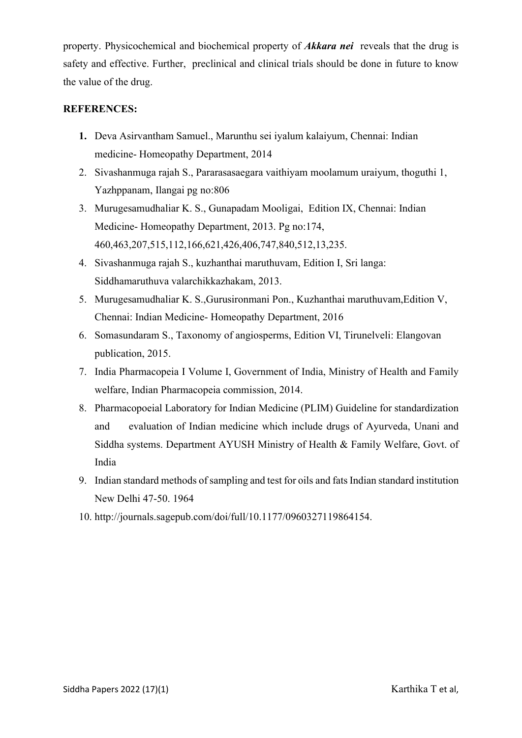property. Physicochemical and biochemical property of ***Akkara nei*** reveals that the drug is safety and effective. Further, preclinical and clinical trials should be done in future to know the value of the drug.

**REFERENCES:**

1. Deva Asirvantham Samuel., Marunthu sei iyalum kalaiyum, Chennai: Indian medicine- Homeopathy Department, 2014
2. Sivashanmuga rajah S., Pararasasaegara vaithiyam moolamum uraiyum, thoguthi 1, Yazhppanam, Ilangai pg no:806
3. Murugesamudhaliar K. S., Gunapadam Mooligai, Edition IX, Chennai: Indian Medicine- Homeopathy Department, 2013. Pg no:174, 460,463,207,515,112,166,621,426,406,747,840,512,13,235.
4. Sivashanmuga rajah S., kuzhanthai maruthuvam, Edition I, Sri langa: Siddhamaruthuva valarchikkazhakam, 2013.
5. Murugesamudhaliar K. S.,Gurusironmani Pon., Kuzhanthai maruthuvam,Edition V, Chennai: Indian Medicine- Homeopathy Department, 2016
6. Somasundaram S., Taxonomy of angiosperms, Edition VI, Tirunelveli: Elangovan publication, 2015.
7. India Pharmacopeia I Volume I, Government of India, Ministry of Health and Family welfare, Indian Pharmacopeia commission, 2014.
8. Pharmacopoeial Laboratory for Indian Medicine (PLIM) Guideline for standardization and evaluation of Indian medicine which include drugs of Ayurveda, Unani and Siddha systems. Department AYUSH Ministry of Health & Family Welfare, Govt. of India
9. Indian standard methods of sampling and test for oils and fats Indian standard institution New Delhi 47-50. 1964
10. http://journals.sagepub.com/doi/full/10.1177/0960327119864154.